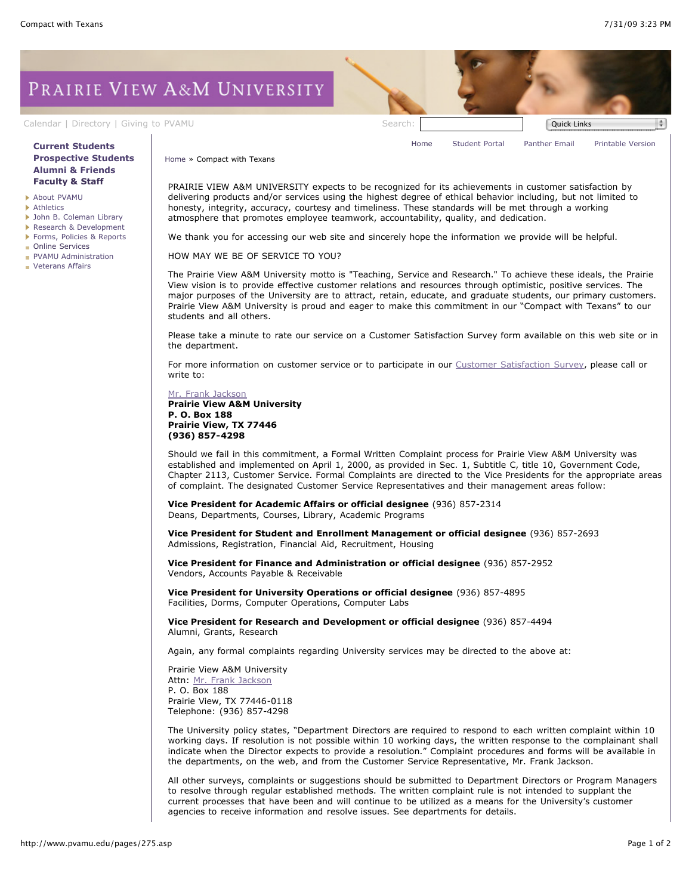# Prairie View A&M University

Calendar | Directory | Giving to PVAMU

Search:

**Current Students**
**Prospective Students**
**Alumni & Friends**
**Faculty & Staff**

- About PVAMU
- Athletics
- John B. Coleman Library
- Research & Development
- Forms, Policies & Reports
- Online Services
- PVAMU Administration
- Veterans Affairs

Home | Student Portal | Panther Email | Printable Version

Home » Compact with Texans

PRAIRIE VIEW A&M UNIVERSITY expects to be recognized for its achievements in customer satisfaction by delivering products and/or services using the highest degree of ethical behavior including, but not limited to honesty, integrity, accuracy, courtesy and timeliness. These standards will be met through a working atmosphere that promotes employee teamwork, accountability, quality, and dedication.

We thank you for accessing our web site and sincerely hope the information we provide will be helpful.

HOW MAY WE BE OF SERVICE TO YOU?

The Prairie View A&M University motto is "Teaching, Service and Research." To achieve these ideals, the Prairie View vision is to provide effective customer relations and resources through optimistic, positive services. The major purposes of the University are to attract, retain, educate, and graduate students, our primary customers. Prairie View A&M University is proud and eager to make this commitment in our "Compact with Texans" to our students and all others.

Please take a minute to rate our service on a Customer Satisfaction Survey form available on this web site or in the department.

For more information on customer service or to participate in our Customer Satisfaction Survey, please call or write to:

Mr. Frank Jackson
**Prairie View A&M University**
**P. O. Box 188**
**Prairie View, TX 77446**
**(936) 857-4298**

Should we fail in this commitment, a Formal Written Complaint process for Prairie View A&M University was established and implemented on April 1, 2000, as provided in Sec. 1, Subtitle C, title 10, Government Code, Chapter 2113, Customer Service. Formal Complaints are directed to the Vice Presidents for the appropriate areas of complaint. The designated Customer Service Representatives and their management areas follow:

**Vice President for Academic Affairs or official designee** (936) 857-2314
Deans, Departments, Courses, Library, Academic Programs

**Vice President for Student and Enrollment Management or official designee** (936) 857-2693
Admissions, Registration, Financial Aid, Recruitment, Housing

**Vice President for Finance and Administration or official designee** (936) 857-2952
Vendors, Accounts Payable & Receivable

**Vice President for University Operations or official designee** (936) 857-4895
Facilities, Dorms, Computer Operations, Computer Labs

**Vice President for Research and Development or official designee** (936) 857-4494
Alumni, Grants, Research

Again, any formal complaints regarding University services may be directed to the above at:

Prairie View A&M University
Attn: Mr. Frank Jackson
P. O. Box 188
Prairie View, TX 77446-0118
Telephone: (936) 857-4298

The University policy states, "Department Directors are required to respond to each written complaint within 10 working days. If resolution is not possible within 10 working days, the written response to the complainant shall indicate when the Director expects to provide a resolution." Complaint procedures and forms will be available in the departments, on the web, and from the Customer Service Representative, Mr. Frank Jackson.

All other surveys, complaints or suggestions should be submitted to Department Directors or Program Managers to resolve through regular established methods. The written complaint rule is not intended to supplant the current processes that have been and will continue to be utilized as a means for the University's customer agencies to receive information and resolve issues. See departments for details.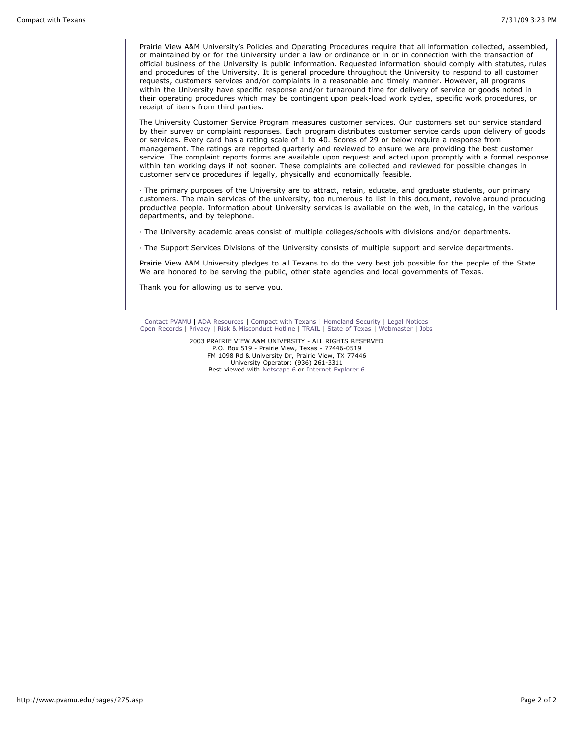Prairie View A&M University's Policies and Operating Procedures require that all information collected, assembled, or maintained by or for the University under a law or ordinance or in or in connection with the transaction of official business of the University is public information. Requested information should comply with statutes, rules and procedures of the University. It is general procedure throughout the University to respond to all customer requests, customers services and/or complaints in a reasonable and timely manner. However, all programs within the University have specific response and/or turnaround time for delivery of service or goods noted in their operating procedures which may be contingent upon peak-load work cycles, specific work procedures, or receipt of items from third parties.

The University Customer Service Program measures customer services. Our customers set our service standard by their survey or complaint responses. Each program distributes customer service cards upon delivery of goods or services. Every card has a rating scale of 1 to 40. Scores of 29 or below require a response from management. The ratings are reported quarterly and reviewed to ensure we are providing the best customer service. The complaint reports forms are available upon request and acted upon promptly with a formal response within ten working days if not sooner. These complaints are collected and reviewed for possible changes in customer service procedures if legally, physically and economically feasible.

· The primary purposes of the University are to attract, retain, educate, and graduate students, our primary customers. The main services of the university, too numerous to list in this document, revolve around producing productive people. Information about University services is available on the web, in the catalog, in the various departments, and by telephone.

· The University academic areas consist of multiple colleges/schools with divisions and/or departments.

· The Support Services Divisions of the University consists of multiple support and service departments.

Prairie View A&M University pledges to all Texans to do the very best job possible for the people of the State. We are honored to be serving the public, other state agencies and local governments of Texas.

Thank you for allowing us to serve you.

Contact PVAMU | ADA Resources | Compact with Texans | Homeland Security | Legal Notices
Open Records | Privacy | Risk & Misconduct Hotline | TRAIL | State of Texas | Webmaster | Jobs

2003 PRAIRIE VIEW A&M UNIVERSITY - ALL RIGHTS RESERVED
P.O. Box 519 - Prairie View, Texas - 77446-0519
FM 1098 Rd & University Dr, Prairie View, TX 77446
University Operator: (936) 261-3311
Best viewed with Netscape 6 or Internet Explorer 6